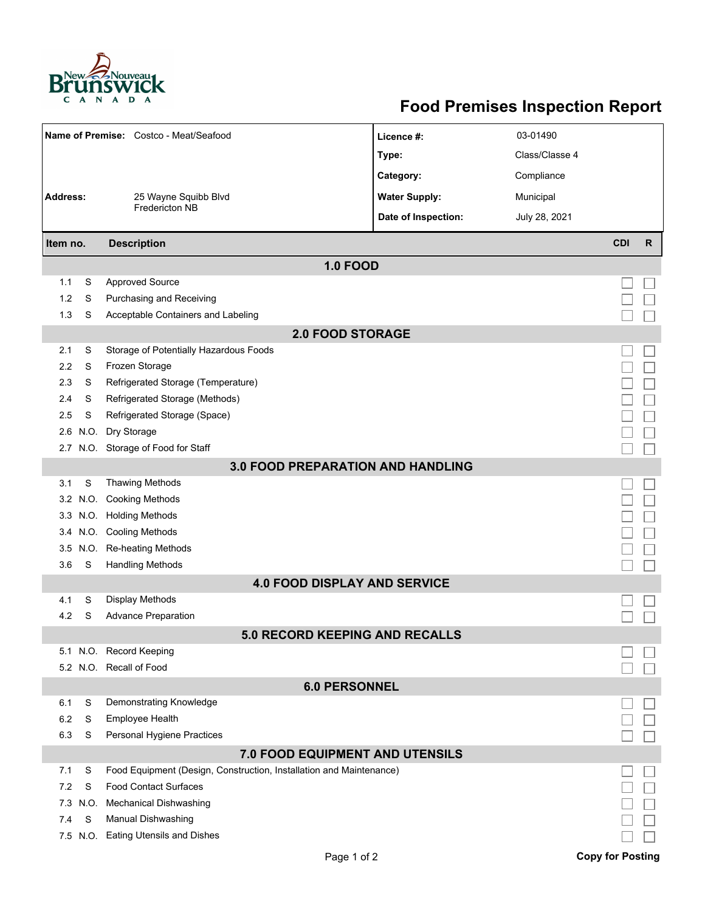# Food Premises Inspection Report

| | | | |
|---|---|---|---|
| **Name of Premise:** | Costco - Meat/Seafood | **Licence #:** | 03-01490 |
| | | **Type:** | Class/Classe 4 |
| | | **Category:** | Compliance |
| **Address:** | 25 Wayne Squibb Blvd Fredericton NB | **Water Supply:** | Municipal |
| | | **Date of Inspection:** | July 28, 2021 |

| Item no. | | Description | CDI | R |
|---|---|---|---|---|
| **1.0 FOOD** | | | | |
| 1.1 | S | Approved Source | ☐ | ☐ |
| 1.2 | S | Purchasing and Receiving | ☐ | ☐ |
| 1.3 | S | Acceptable Containers and Labeling | ☐ | ☐ |
| **2.0 FOOD STORAGE** | | | | |
| 2.1 | S | Storage of Potentially Hazardous Foods | ☐ | ☐ |
| 2.2 | S | Frozen Storage | ☐ | ☐ |
| 2.3 | S | Refrigerated Storage (Temperature) | ☐ | ☐ |
| 2.4 | S | Refrigerated Storage (Methods) | ☐ | ☐ |
| 2.5 | S | Refrigerated Storage (Space) | ☐ | ☐ |
| 2.6 | N.O. | Dry Storage | ☐ | ☐ |
| 2.7 | N.O. | Storage of Food for Staff | ☐ | ☐ |
| **3.0 FOOD PREPARATION AND HANDLING** | | | | |
| 3.1 | S | Thawing Methods | ☐ | ☐ |
| 3.2 | N.O. | Cooking Methods | ☐ | ☐ |
| 3.3 | N.O. | Holding Methods | ☐ | ☐ |
| 3.4 | N.O. | Cooling Methods | ☐ | ☐ |
| 3.5 | N.O. | Re-heating Methods | ☐ | ☐ |
| 3.6 | S | Handling Methods | ☐ | ☐ |
| **4.0 FOOD DISPLAY AND SERVICE** | | | | |
| 4.1 | S | Display Methods | ☐ | ☐ |
| 4.2 | S | Advance Preparation | ☐ | ☐ |
| **5.0 RECORD KEEPING AND RECALLS** | | | | |
| 5.1 | N.O. | Record Keeping | ☐ | ☐ |
| 5.2 | N.O. | Recall of Food | ☐ | ☐ |
| **6.0 PERSONNEL** | | | | |
| 6.1 | S | Demonstrating Knowledge | ☐ | ☐ |
| 6.2 | S | Employee Health | ☐ | ☐ |
| 6.3 | S | Personal Hygiene Practices | ☐ | ☐ |
| **7.0 FOOD EQUIPMENT AND UTENSILS** | | | | |
| 7.1 | S | Food Equipment (Design, Construction, Installation and Maintenance) | ☐ | ☐ |
| 7.2 | S | Food Contact Surfaces | ☐ | ☐ |
| 7.3 | N.O. | Mechanical Dishwashing | ☐ | ☐ |
| 7.4 | S | Manual Dishwashing | ☐ | ☐ |
| 7.5 | N.O. | Eating Utensils and Dishes | ☐ | ☐ |

**Copy for Posting**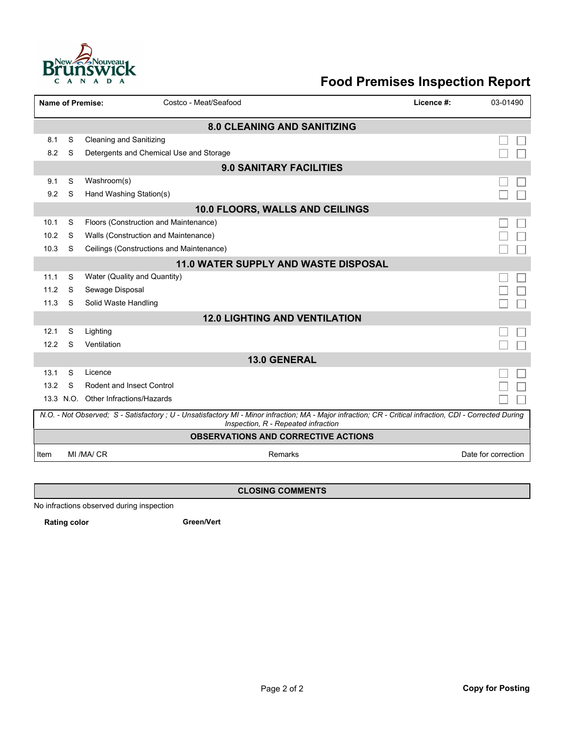# Food Premises Inspection Report

| **Name of Premise:** | Costco - Meat/Seafood | **Licence #:** | 03-01490 |
|---|---|---|---|

## 8.0 CLEANING AND SANITIZING

| | | | |
|---|---|---|---|
| 8.1 | S | Cleaning and Sanitizing | |
| 8.2 | S | Detergents and Chemical Use and Storage | |

## 9.0 SANITARY FACILITIES

| | | | |
|---|---|---|---|
| 9.1 | S | Washroom(s) | |
| 9.2 | S | Hand Washing Station(s) | |

## 10.0 FLOORS, WALLS AND CEILINGS

| | | | |
|---|---|---|---|
| 10.1 | S | Floors (Construction and Maintenance) | |
| 10.2 | S | Walls (Construction and Maintenance) | |
| 10.3 | S | Ceilings (Constructions and Maintenance) | |

## 11.0 WATER SUPPLY AND WASTE DISPOSAL

| | | | |
|---|---|---|---|
| 11.1 | S | Water (Quality and Quantity) | |
| 11.2 | S | Sewage Disposal | |
| 11.3 | S | Solid Waste Handling | |

## 12.0 LIGHTING AND VENTILATION

| | | | |
|---|---|---|---|
| 12.1 | S | Lighting | |
| 12.2 | S | Ventilation | |

## 13.0 GENERAL

| | | | |
|---|---|---|---|
| 13.1 | S | Licence | |
| 13.2 | S | Rodent and Insect Control | |
| 13.3 | N.O. | Other Infractions/Hazards | |

*N.O. - Not Observed; S - Satisfactory ; U - Unsatisfactory MI - Minor infraction; MA - Major infraction; CR - Critical infraction, CDI - Corrected During Inspection, R - Repeated infraction*

## OBSERVATIONS AND CORRECTIVE ACTIONS

| Item | MI /MA/ CR | Remarks | Date for correction |
|---|---|---|---|

## CLOSING COMMENTS

No infractions observed during inspection

**Rating color** **Green/Vert**

**Copy for Posting**